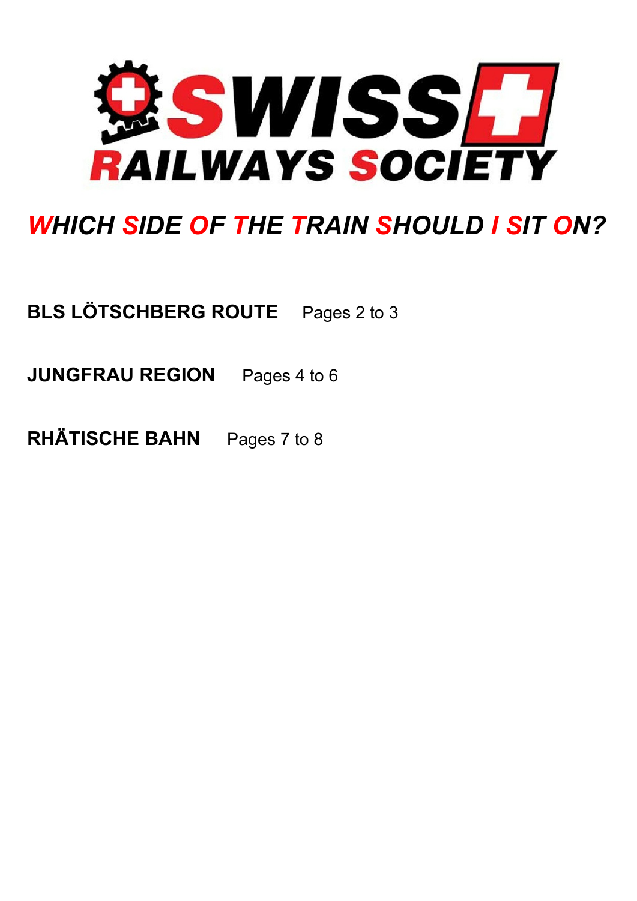# SWISS RAILWAYS SOCIETY

## *WHICH SIDE OF THE TRAIN SHOULD I SIT ON?*

**BLS LÖTSCHBERG ROUTE** Pages 2 to 3

**JUNGFRAU REGION** Pages 4 to 6

**RHÄTISCHE BAHN** Pages 7 to 8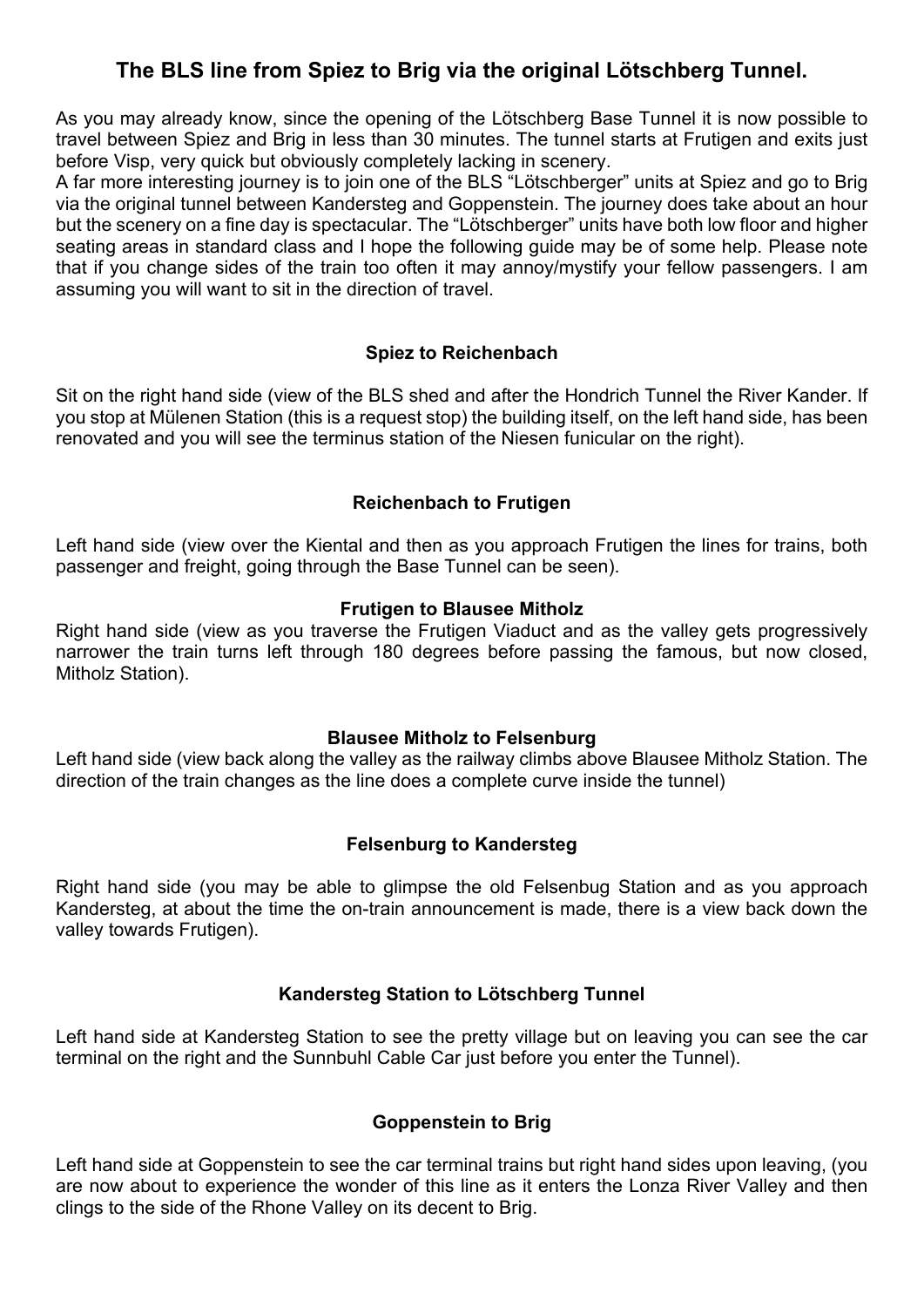# The BLS line from Spiez to Brig via the original Lötschberg Tunnel.

As you may already know, since the opening of the Lötschberg Base Tunnel it is now possible to travel between Spiez and Brig in less than 30 minutes. The tunnel starts at Frutigen and exits just before Visp, very quick but obviously completely lacking in scenery.

A far more interesting journey is to join one of the BLS "Lötschberger" units at Spiez and go to Brig via the original tunnel between Kandersteg and Goppenstein. The journey does take about an hour but the scenery on a fine day is spectacular. The "Lötschberger" units have both low floor and higher seating areas in standard class and I hope the following guide may be of some help. Please note that if you change sides of the train too often it may annoy/mystify your fellow passengers. I am assuming you will want to sit in the direction of travel.

### Spiez to Reichenbach

Sit on the right hand side (view of the BLS shed and after the Hondrich Tunnel the River Kander. If you stop at Mülenen Station (this is a request stop) the building itself, on the left hand side, has been renovated and you will see the terminus station of the Niesen funicular on the right).

### Reichenbach to Frutigen

Left hand side (view over the Kiental and then as you approach Frutigen the lines for trains, both passenger and freight, going through the Base Tunnel can be seen).

### Frutigen to Blausee Mitholz

Right hand side (view as you traverse the Frutigen Viaduct and as the valley gets progressively narrower the train turns left through 180 degrees before passing the famous, but now closed, Mitholz Station).

### Blausee Mitholz to Felsenburg

Left hand side (view back along the valley as the railway climbs above Blausee Mitholz Station. The direction of the train changes as the line does a complete curve inside the tunnel)

### Felsenburg to Kandersteg

Right hand side (you may be able to glimpse the old Felsenbug Station and as you approach Kandersteg, at about the time the on-train announcement is made, there is a view back down the valley towards Frutigen).

### Kandersteg Station to Lötschberg Tunnel

Left hand side at Kandersteg Station to see the pretty village but on leaving you can see the car terminal on the right and the Sunnbuhl Cable Car just before you enter the Tunnel).

### Goppenstein to Brig

Left hand side at Goppenstein to see the car terminal trains but right hand sides upon leaving, (you are now about to experience the wonder of this line as it enters the Lonza River Valley and then clings to the side of the Rhone Valley on its decent to Brig.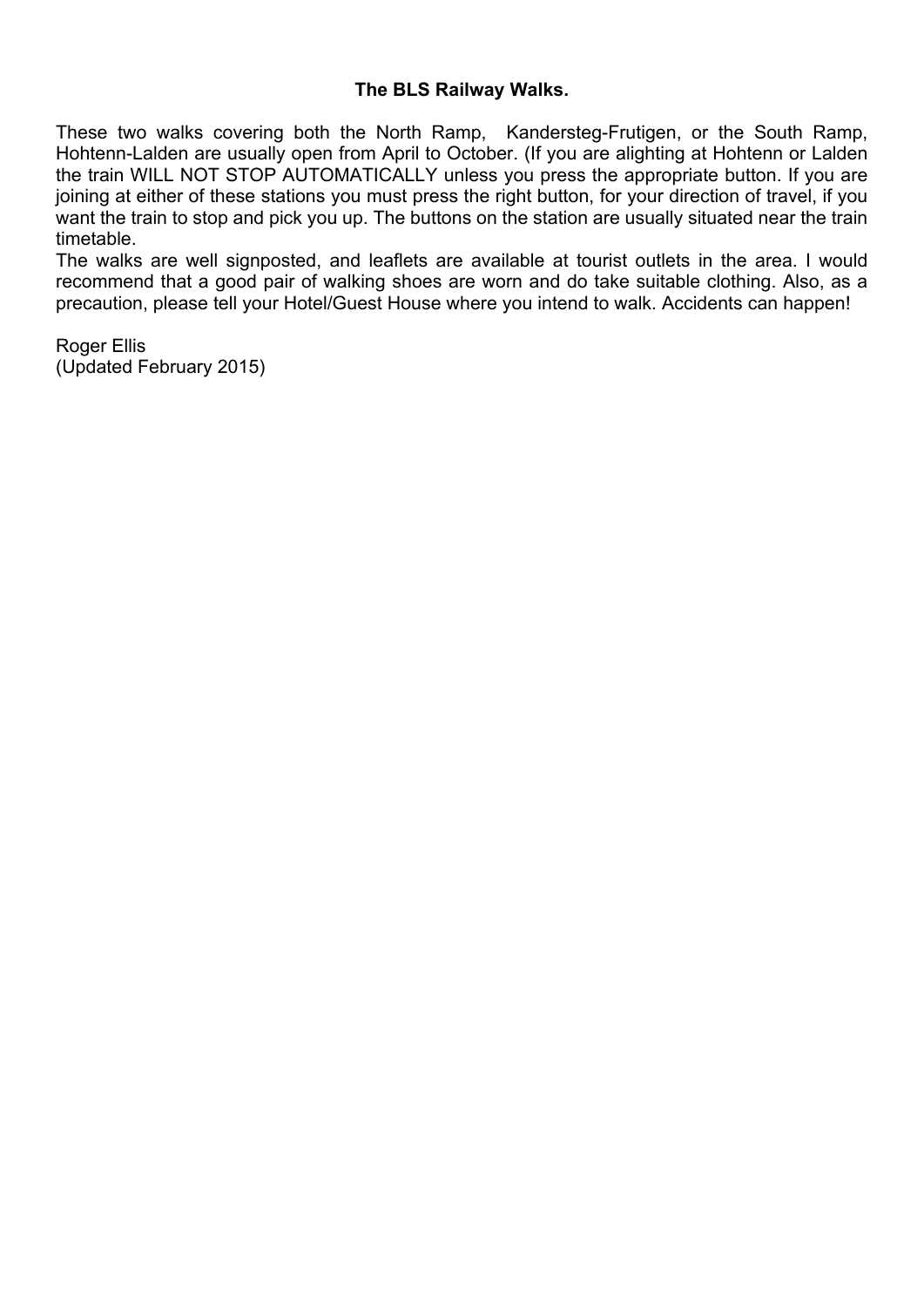**The BLS Railway Walks.**

These two walks covering both the North Ramp, Kandersteg-Frutigen, or the South Ramp, Hohtenn-Lalden are usually open from April to October. (If you are alighting at Hohtenn or Lalden the train WILL NOT STOP AUTOMATICALLY unless you press the appropriate button. If you are joining at either of these stations you must press the right button, for your direction of travel, if you want the train to stop and pick you up. The buttons on the station are usually situated near the train timetable.

The walks are well signposted, and leaflets are available at tourist outlets in the area. I would recommend that a good pair of walking shoes are worn and do take suitable clothing. Also, as a precaution, please tell your Hotel/Guest House where you intend to walk. Accidents can happen!

Roger Ellis
(Updated February 2015)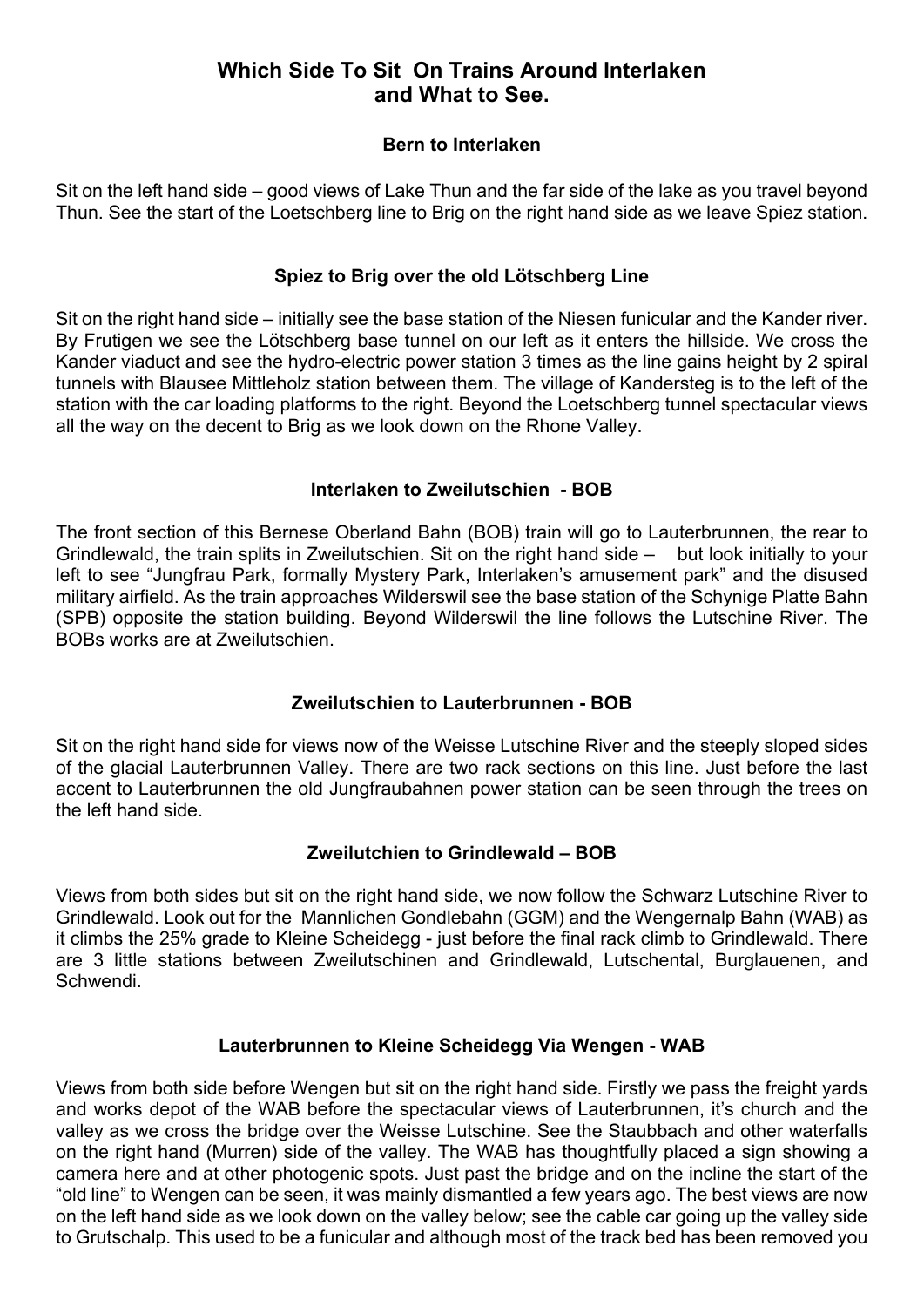# Which Side To Sit On Trains Around Interlaken and What to See.

### Bern to Interlaken

Sit on the left hand side – good views of Lake Thun and the far side of the lake as you travel beyond Thun. See the start of the Loetschberg line to Brig on the right hand side as we leave Spiez station.

### Spiez to Brig over the old Lötschberg Line

Sit on the right hand side – initially see the base station of the Niesen funicular and the Kander river. By Frutigen we see the Lötschberg base tunnel on our left as it enters the hillside. We cross the Kander viaduct and see the hydro-electric power station 3 times as the line gains height by 2 spiral tunnels with Blausee Mittleholz station between them. The village of Kandersteg is to the left of the station with the car loading platforms to the right. Beyond the Loetschberg tunnel spectacular views all the way on the decent to Brig as we look down on the Rhone Valley.

### Interlaken to Zweilutschien - BOB

The front section of this Bernese Oberland Bahn (BOB) train will go to Lauterbrunnen, the rear to Grindlewald, the train splits in Zweilutschien. Sit on the right hand side – but look initially to your left to see "Jungfrau Park, formally Mystery Park, Interlaken's amusement park" and the disused military airfield. As the train approaches Wilderswil see the base station of the Schynige Platte Bahn (SPB) opposite the station building. Beyond Wilderswil the line follows the Lutschine River. The BOBs works are at Zweilutschien.

### Zweilutschien to Lauterbrunnen - BOB

Sit on the right hand side for views now of the Weisse Lutschine River and the steeply sloped sides of the glacial Lauterbrunnen Valley. There are two rack sections on this line. Just before the last accent to Lauterbrunnen the old Jungfraubahnen power station can be seen through the trees on the left hand side.

### Zweilutchien to Grindlewald – BOB

Views from both sides but sit on the right hand side, we now follow the Schwarz Lutschine River to Grindlewald. Look out for the Mannlichen Gondlebahn (GGM) and the Wengernalp Bahn (WAB) as it climbs the 25% grade to Kleine Scheidegg - just before the final rack climb to Grindlewald. There are 3 little stations between Zweilutschinen and Grindlewald, Lutschental, Burglauenen, and Schwendi.

### Lauterbrunnen to Kleine Scheidegg Via Wengen - WAB

Views from both side before Wengen but sit on the right hand side. Firstly we pass the freight yards and works depot of the WAB before the spectacular views of Lauterbrunnen, it's church and the valley as we cross the bridge over the Weisse Lutschine. See the Staubbach and other waterfalls on the right hand (Murren) side of the valley. The WAB has thoughtfully placed a sign showing a camera here and at other photogenic spots. Just past the bridge and on the incline the start of the "old line" to Wengen can be seen, it was mainly dismantled a few years ago. The best views are now on the left hand side as we look down on the valley below; see the cable car going up the valley side to Grutschalp. This used to be a funicular and although most of the track bed has been removed you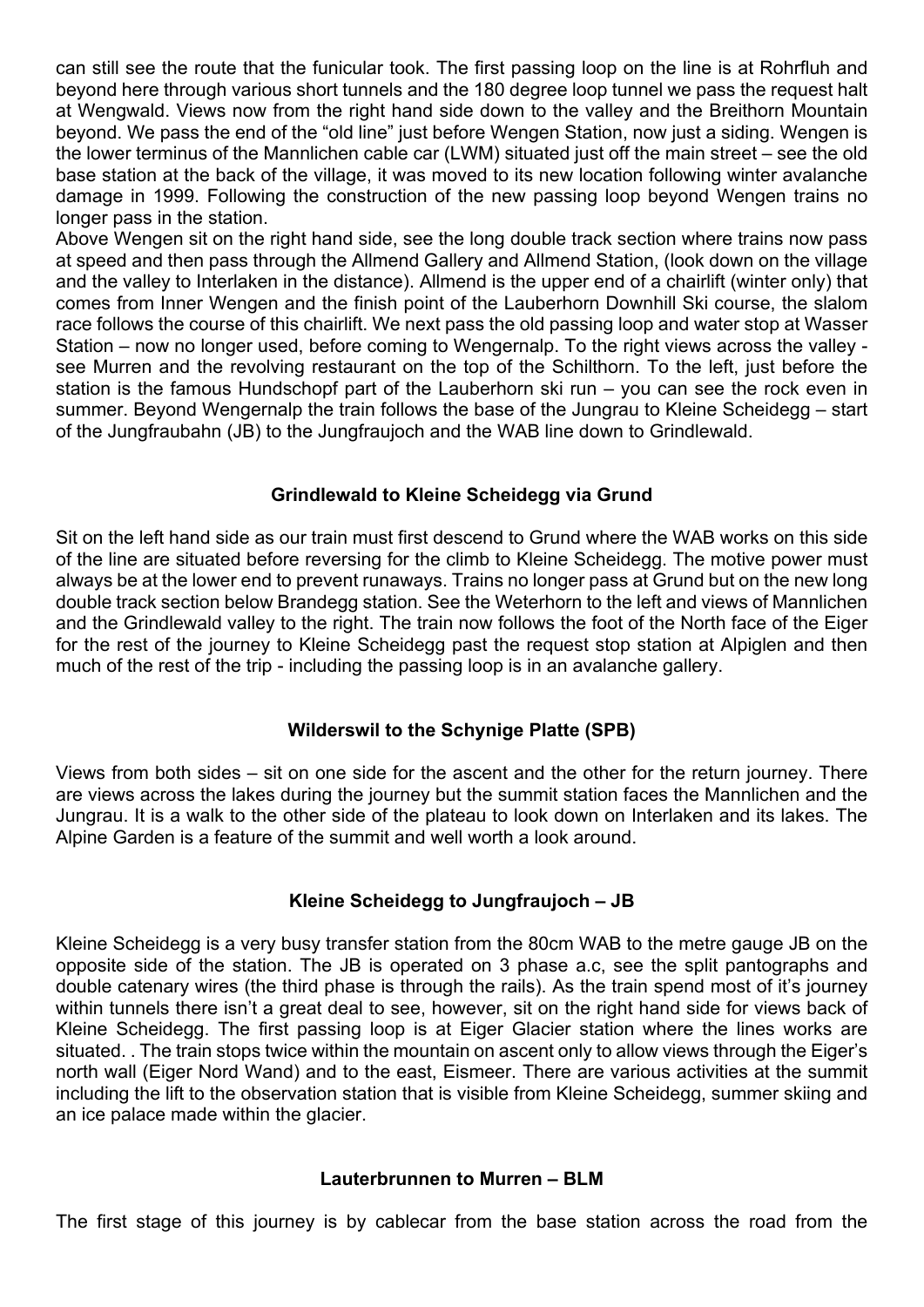can still see the route that the funicular took. The first passing loop on the line is at Rohrfluh and beyond here through various short tunnels and the 180 degree loop tunnel we pass the request halt at Wengwald. Views now from the right hand side down to the valley and the Breithorn Mountain beyond. We pass the end of the "old line" just before Wengen Station, now just a siding. Wengen is the lower terminus of the Mannlichen cable car (LWM) situated just off the main street – see the old base station at the back of the village, it was moved to its new location following winter avalanche damage in 1999. Following the construction of the new passing loop beyond Wengen trains no longer pass in the station.

Above Wengen sit on the right hand side, see the long double track section where trains now pass at speed and then pass through the Allmend Gallery and Allmend Station, (look down on the village and the valley to Interlaken in the distance). Allmend is the upper end of a chairlift (winter only) that comes from Inner Wengen and the finish point of the Lauberhorn Downhill Ski course, the slalom race follows the course of this chairlift. We next pass the old passing loop and water stop at Wasser Station – now no longer used, before coming to Wengernalp. To the right views across the valley - see Murren and the revolving restaurant on the top of the Schilthorn. To the left, just before the station is the famous Hundschopf part of the Lauberhorn ski run – you can see the rock even in summer. Beyond Wengernalp the train follows the base of the Jungrau to Kleine Scheidegg – start of the Jungfraubahn (JB) to the Jungfraujoch and the WAB line down to Grindlewald.

## Grindlewald to Kleine Scheidegg via Grund

Sit on the left hand side as our train must first descend to Grund where the WAB works on this side of the line are situated before reversing for the climb to Kleine Scheidegg. The motive power must always be at the lower end to prevent runaways. Trains no longer pass at Grund but on the new long double track section below Brandegg station. See the Weterhorn to the left and views of Mannlichen and the Grindlewald valley to the right. The train now follows the foot of the North face of the Eiger for the rest of the journey to Kleine Scheidegg past the request stop station at Alpiglen and then much of the rest of the trip - including the passing loop is in an avalanche gallery.

## Wilderswil to the Schynige Platte (SPB)

Views from both sides – sit on one side for the ascent and the other for the return journey. There are views across the lakes during the journey but the summit station faces the Mannlichen and the Jungrau. It is a walk to the other side of the plateau to look down on Interlaken and its lakes. The Alpine Garden is a feature of the summit and well worth a look around.

## Kleine Scheidegg to Jungfraujoch – JB

Kleine Scheidegg is a very busy transfer station from the 80cm WAB to the metre gauge JB on the opposite side of the station. The JB is operated on 3 phase a.c, see the split pantographs and double catenary wires (the third phase is through the rails). As the train spend most of it's journey within tunnels there isn't a great deal to see, however, sit on the right hand side for views back of Kleine Scheidegg. The first passing loop is at Eiger Glacier station where the lines works are situated. . The train stops twice within the mountain on ascent only to allow views through the Eiger's north wall (Eiger Nord Wand) and to the east, Eismeer. There are various activities at the summit including the lift to the observation station that is visible from Kleine Scheidegg, summer skiing and an ice palace made within the glacier.

## Lauterbrunnen to Murren – BLM

The first stage of this journey is by cablecar from the base station across the road from the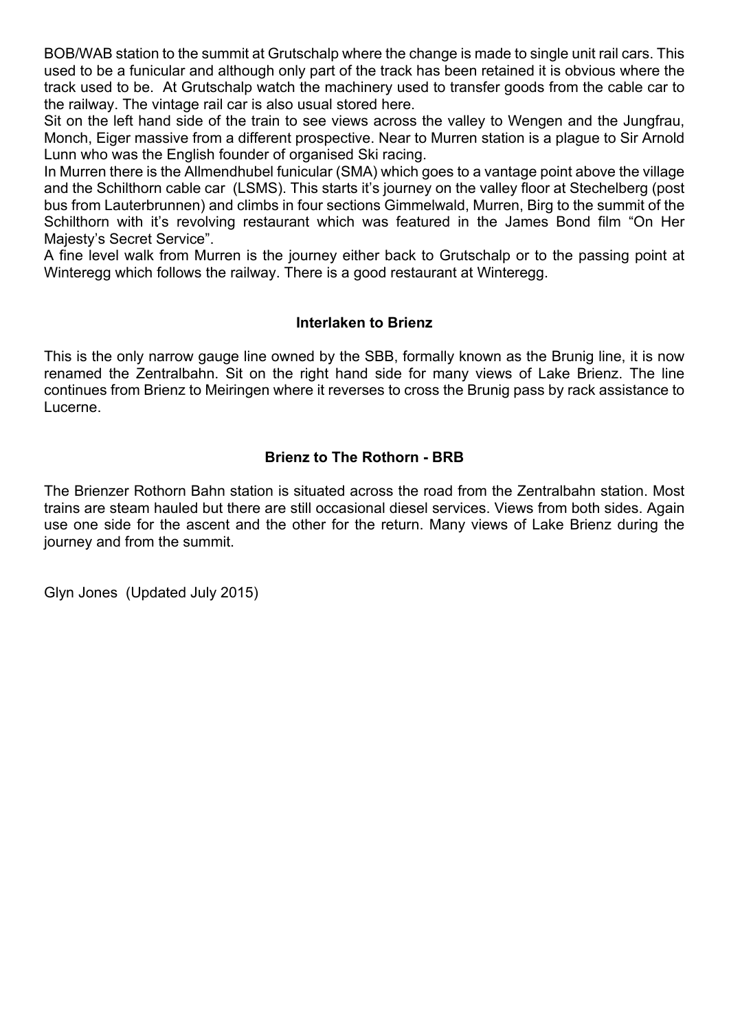BOB/WAB station to the summit at Grutschalp where the change is made to single unit rail cars. This used to be a funicular and although only part of the track has been retained it is obvious where the track used to be. At Grutschalp watch the machinery used to transfer goods from the cable car to the railway. The vintage rail car is also usual stored here.
Sit on the left hand side of the train to see views across the valley to Wengen and the Jungfrau, Monch, Eiger massive from a different prospective. Near to Murren station is a plague to Sir Arnold Lunn who was the English founder of organised Ski racing.
In Murren there is the Allmendhubel funicular (SMA) which goes to a vantage point above the village and the Schilthorn cable car (LSMS). This starts it's journey on the valley floor at Stechelberg (post bus from Lauterbrunnen) and climbs in four sections Gimmelwald, Murren, Birg to the summit of the Schilthorn with it's revolving restaurant which was featured in the James Bond film "On Her Majesty's Secret Service".
A fine level walk from Murren is the journey either back to Grutschalp or to the passing point at Winteregg which follows the railway. There is a good restaurant at Winteregg.

### Interlaken to Brienz

This is the only narrow gauge line owned by the SBB, formally known as the Brunig line, it is now renamed the Zentralbahn. Sit on the right hand side for many views of Lake Brienz. The line continues from Brienz to Meiringen where it reverses to cross the Brunig pass by rack assistance to Lucerne.

### Brienz to The Rothorn - BRB

The Brienzer Rothorn Bahn station is situated across the road from the Zentralbahn station. Most trains are steam hauled but there are still occasional diesel services. Views from both sides. Again use one side for the ascent and the other for the return. Many views of Lake Brienz during the journey and from the summit.

Glyn Jones (Updated July 2015)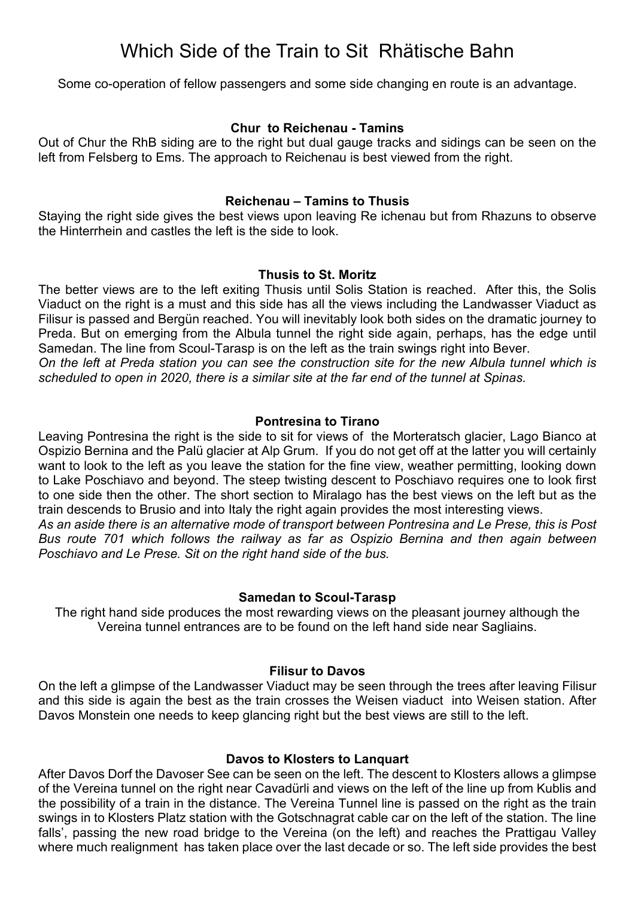# Which Side of the Train to Sit Rhätische Bahn

Some co-operation of fellow passengers and some side changing en route is an advantage.

### Chur to Reichenau - Tamins

Out of Chur the RhB siding are to the right but dual gauge tracks and sidings can be seen on the left from Felsberg to Ems. The approach to Reichenau is best viewed from the right.

### Reichenau – Tamins to Thusis

Staying the right side gives the best views upon leaving Re ichenau but from Rhazuns to observe the Hinterrhein and castles the left is the side to look.

### Thusis to St. Moritz

The better views are to the left exiting Thusis until Solis Station is reached. After this, the Solis Viaduct on the right is a must and this side has all the views including the Landwasser Viaduct as Filisur is passed and Bergün reached. You will inevitably look both sides on the dramatic journey to Preda. But on emerging from the Albula tunnel the right side again, perhaps, has the edge until Samedan. The line from Scoul-Tarasp is on the left as the train swings right into Bever.

*On the left at Preda station you can see the construction site for the new Albula tunnel which is scheduled to open in 2020, there is a similar site at the far end of the tunnel at Spinas.*

### Pontresina to Tirano

Leaving Pontresina the right is the side to sit for views of the Morteratsch glacier, Lago Bianco at Ospizio Bernina and the Palü glacier at Alp Grum. If you do not get off at the latter you will certainly want to look to the left as you leave the station for the fine view, weather permitting, looking down to Lake Poschiavo and beyond. The steep twisting descent to Poschiavo requires one to look first to one side then the other. The short section to Miralago has the best views on the left but as the train descends to Brusio and into Italy the right again provides the most interesting views.

*As an aside there is an alternative mode of transport between Pontresina and Le Prese, this is Post Bus route 701 which follows the railway as far as Ospizio Bernina and then again between Poschiavo and Le Prese. Sit on the right hand side of the bus.*

### Samedan to Scoul-Tarasp

The right hand side produces the most rewarding views on the pleasant journey although the Vereina tunnel entrances are to be found on the left hand side near Sagliains.

### Filisur to Davos

On the left a glimpse of the Landwasser Viaduct may be seen through the trees after leaving Filisur and this side is again the best as the train crosses the Weisen viaduct into Weisen station. After Davos Monstein one needs to keep glancing right but the best views are still to the left.

### Davos to Klosters to Lanquart

After Davos Dorf the Davoser See can be seen on the left. The descent to Klosters allows a glimpse of the Vereina tunnel on the right near Cavadürli and views on the left of the line up from Kublis and the possibility of a train in the distance. The Vereina Tunnel line is passed on the right as the train swings in to Klosters Platz station with the Gotschnagrat cable car on the left of the station. The line falls', passing the new road bridge to the Vereina (on the left) and reaches the Prattigau Valley where much realignment has taken place over the last decade or so. The left side provides the best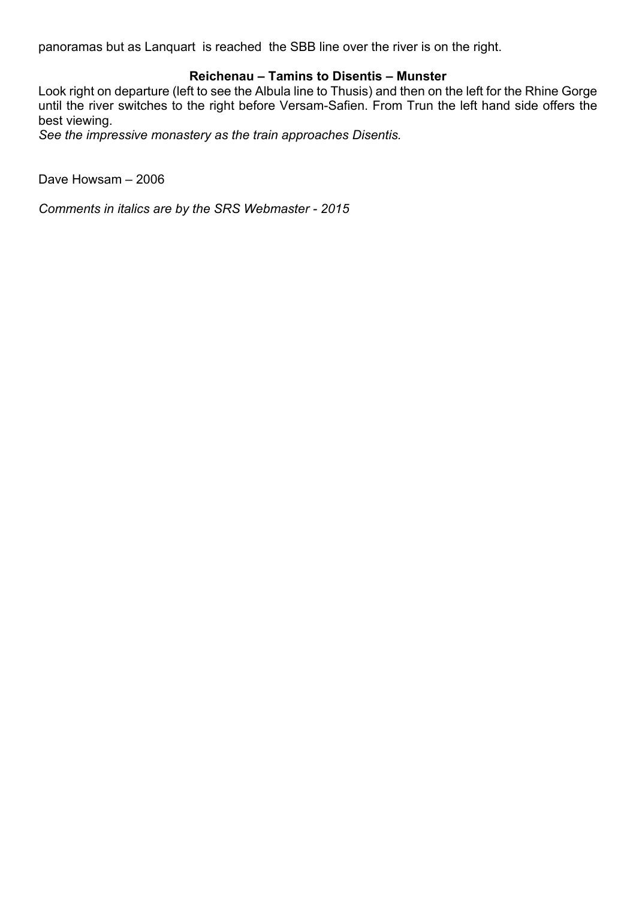panoramas but as Lanquart is reached the SBB line over the river is on the right.

### Reichenau – Tamins to Disentis – Munster

Look right on departure (left to see the Albula line to Thusis) and then on the left for the Rhine Gorge until the river switches to the right before Versam-Safien. From Trun the left hand side offers the best viewing.

*See the impressive monastery as the train approaches Disentis.*

Dave Howsam – 2006

*Comments in italics are by the SRS Webmaster - 2015*